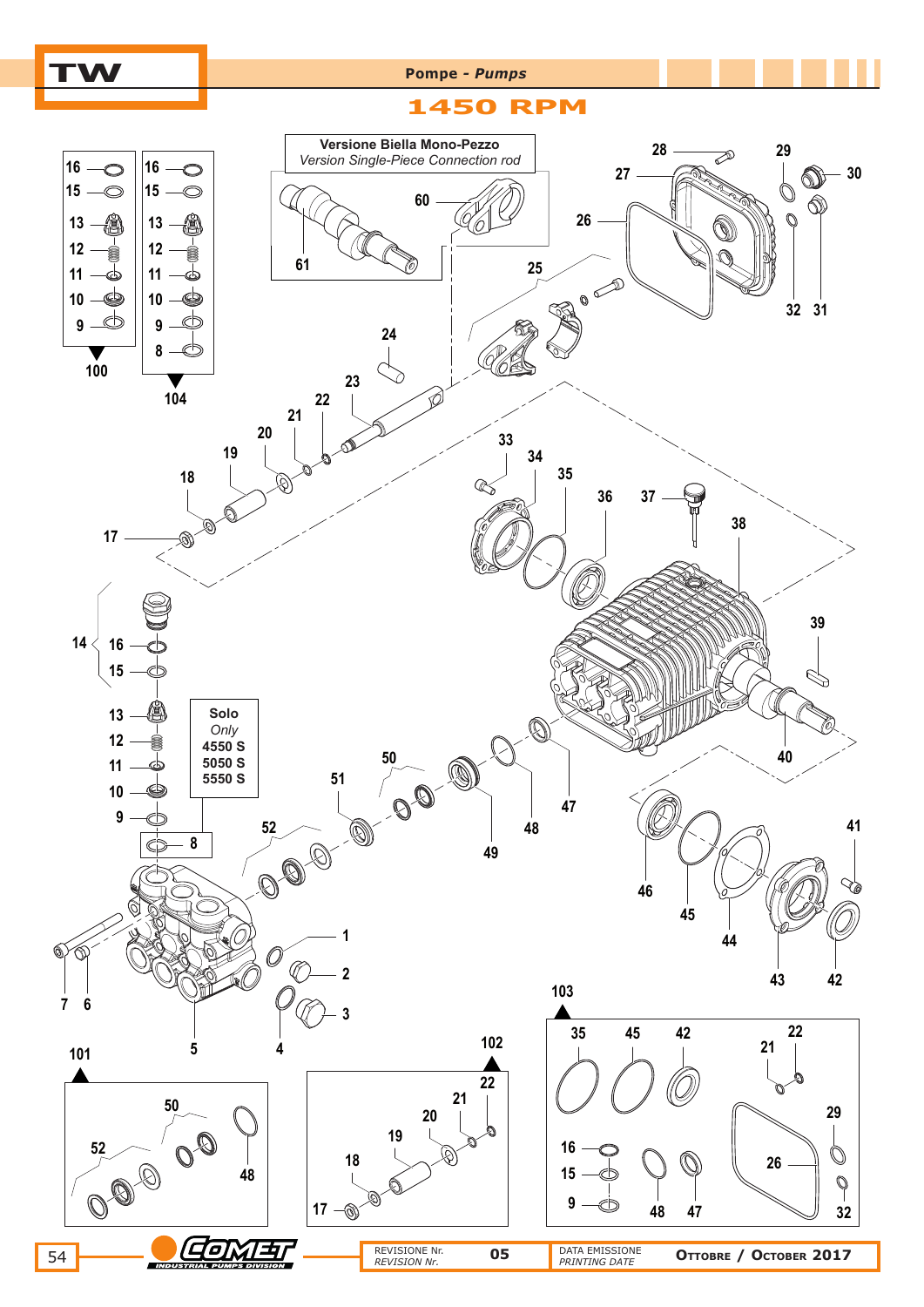# TW

## Pompe - *Pumps*

## 1450 RPM

**Versione Biella Mono-Pezzo**
*Version Single-Piece Connection rod*

**Solo**
*Only*
**4550 S**
**5050 S**
**5550 S**

16, 15, 13, 12, 11, 10, 9 — 100

16, 15, 13, 12, 11, 10, 9, 8 — 104

1, 2, 3, 4, 5, 6, 7, 8, 9, 10, 11, 12, 13, 14, 15, 16, 17, 18, 19, 20, 21, 22, 23, 24, 25, 26, 27, 28, 29, 30, 31, 32, 33, 34, 35, 36, 37, 38, 39, 40, 41, 42, 43, 44, 45, 46, 47, 48, 49, 50, 51, 52, 60, 61

101: 50, 52, 48

102: 17, 18, 19, 20, 21, 22

103: 35, 45, 42, 22, 21, 16, 15, 9, 48, 47, 26, 29, 32

| REVISIONE Nr. *REVISION Nr.* | 05 | DATA EMISSIONE *PRINTING DATE* | OTTOBRE / OCTOBER 2017 |
|---|---|---|---|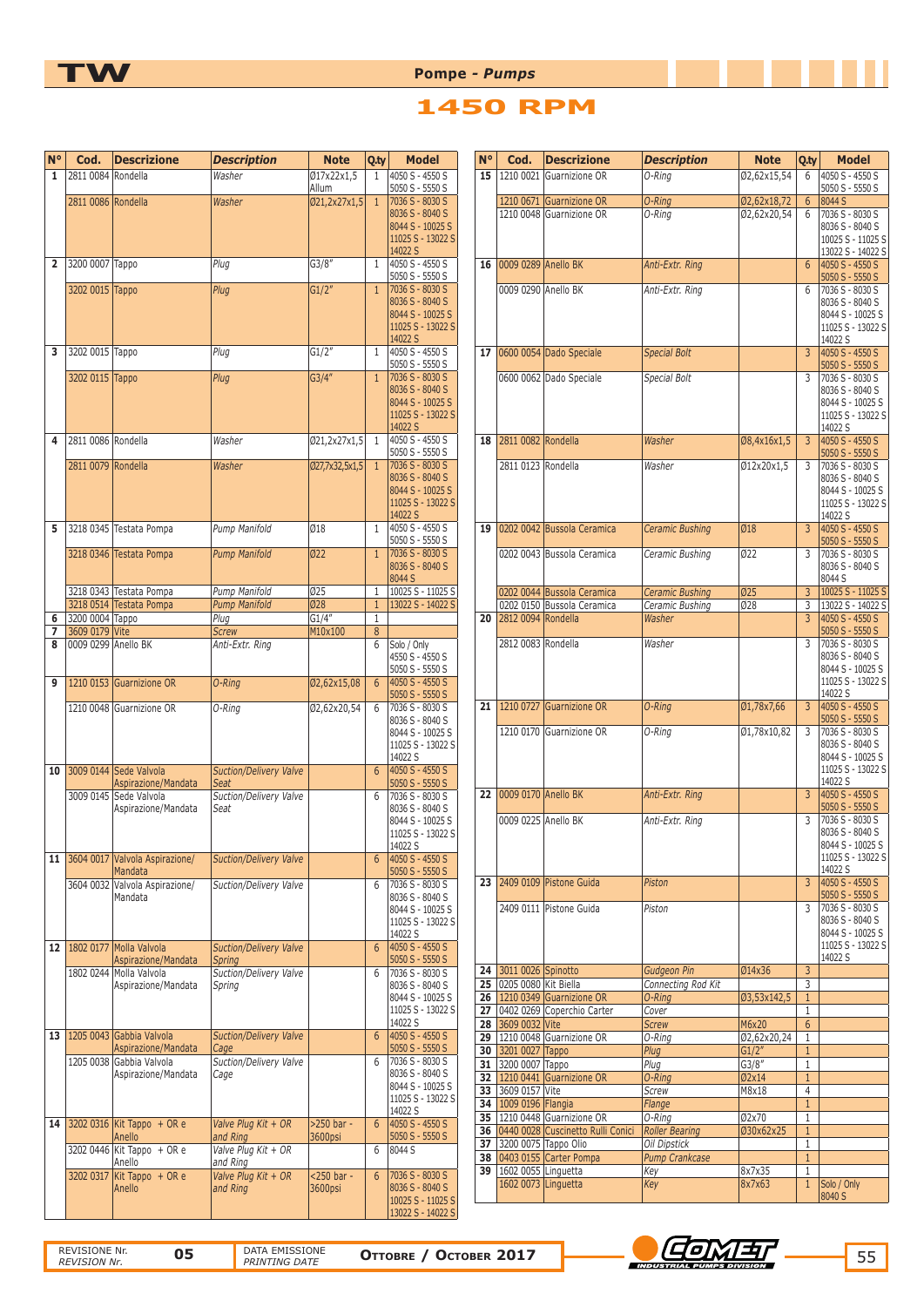# TW

## Pompe - *Pumps*

## 1450 RPM

| N° | Cod. | Descrizione | *Description* | Note | Q.ty | Model |
|---|---|---|---|---|---|---|
| 1 | 2811 0084 | Rondella | *Washer* | Ø17x22x1,5 Allum | 1 | 4050 S - 4550 S 5050 S - 5550 S |
| | 2811 0086 | Rondella | *Washer* | Ø21,2x27x1,5 | 1 | 7036 S - 8030 S 8036 S - 8040 S 8044 S - 10025 S 11025 S - 13022 S 14022 S |
| 2 | 3200 0007 | Tappo | *Plug* | G3/8" | 1 | 4050 S - 4550 S 5050 S - 5550 S |
| | 3202 0015 | Tappo | *Plug* | G1/2" | 1 | 7036 S - 8030 S 8036 S - 8040 S 8044 S - 10025 S 11025 S - 13022 S 14022 S |
| 3 | 3202 0015 | Tappo | *Plug* | G1/2" | 1 | 4050 S - 4550 S 5050 S - 5550 S |
| | 3202 0115 | Tappo | *Plug* | G3/4" | 1 | 7036 S - 8030 S 8036 S - 8040 S 8044 S - 10025 S 11025 S - 13022 S 14022 S |
| 4 | 2811 0086 | Rondella | *Washer* | Ø21,2x27x1,5 | 1 | 4050 S - 4550 S 5050 S - 5550 S |
| | 2811 0079 | Rondella | *Washer* | Ø27,7x32,5x1,5 | 1 | 7036 S - 8030 S 8036 S - 8040 S 8044 S - 10025 S 11025 S - 13022 S 14022 S |
| 5 | 3218 0345 | Testata Pompa | *Pump Manifold* | Ø18 | 1 | 4050 S - 4550 S 5050 S - 5550 S |
| | 3218 0346 | Testata Pompa | *Pump Manifold* | Ø22 | 1 | 7036 S - 8030 S 8036 S - 8040 S 8044 S |
| | 3218 0343 | Testata Pompa | *Pump Manifold* | Ø25 | 1 | 10025 S - 11025 S |
| | 3218 0514 | Testata Pompa | *Pump Manifold* | Ø28 | 1 | 13022 S - 14022 S |
| 6 | 3200 0004 | Tappo | *Plug* | G1/4" | 1 | |
| 7 | 3609 0179 | Vite | *Screw* | M10x100 | 8 | |
| 8 | 0009 0299 | Anello BK | *Anti-Extr. Ring* | | 6 | Solo / Only 4550 S - 4550 S 5050 S - 5550 S |
| 9 | 1210 0153 | Guarnizione OR | *O-Ring* | Ø2,62x15,08 | 6 | 4050 S - 4550 S 5050 S - 5550 S |
| | 1210 0048 | Guarnizione OR | *O-Ring* | Ø2,62x20,54 | 6 | 7036 S - 8030 S 8036 S - 8040 S 8044 S - 10025 S 11025 S - 13022 S 14022 S |
| 10 | 3009 0144 | Sede Valvola Aspirazione/Mandata | *Suction/Delivery Valve Seat* | | 6 | 4050 S - 4550 S 5050 S - 5550 S |
| | 3009 0145 | Sede Valvola Aspirazione/Mandata | *Suction/Delivery Valve Seat* | | 6 | 7036 S - 8030 S 8036 S - 8040 S 8044 S - 10025 S 11025 S - 13022 S 14022 S |
| 11 | 3604 0017 | Valvola Aspirazione/ Mandata | *Suction/Delivery Valve* | | 6 | 4050 S - 4550 S 5050 S - 5550 S |
| | 3604 0032 | Valvola Aspirazione/ Mandata | *Suction/Delivery Valve* | | 6 | 7036 S - 8030 S 8036 S - 8040 S 8044 S - 10025 S 11025 S - 13022 S 14022 S |
| 12 | 1802 0177 | Molla Valvola Aspirazione/Mandata | *Suction/Delivery Valve Spring* | | 6 | 4050 S - 4550 S 5050 S - 5550 S |
| | 1802 0244 | Molla Valvola Aspirazione/Mandata | *Suction/Delivery Valve Spring* | | 6 | 7036 S - 8030 S 8036 S - 8040 S 8044 S - 10025 S 11025 S - 13022 S 14022 S |
| 13 | 1205 0043 | Gabbia Valvola Aspirazione/Mandata | *Suction/Delivery Valve Cage* | | 6 | 4050 S - 4550 S 5050 S - 5550 S |
| | 1205 0038 | Gabbia Valvola Aspirazione/Mandata | *Suction/Delivery Valve Cage* | | 6 | 7036 S - 8030 S 8036 S - 8040 S 8044 S - 10025 S 11025 S - 13022 S 14022 S |
| 14 | 3202 0316 | Kit Tappo + OR e Anello | *Valve Plug Kit + OR and Ring* | >250 bar - 3600psi | 6 | 4050 S - 4550 S 5050 S - 5550 S |
| | 3202 0446 | Kit Tappo + OR e Anello | *Valve Plug Kit + OR and Ring* | | 6 | 8044 S |
| | 3202 0317 | Kit Tappo + OR e Anello | *Valve Plug Kit + OR and Ring* | <250 bar - 3600psi | 6 | 7036 S - 8030 S 8036 S - 8040 S 10025 S - 11025 S 13022 S - 14022 S |
| 15 | 1210 0021 | Guarnizione OR | *O-Ring* | Ø2,62x15,54 | 6 | 4050 S - 4550 S 5050 S - 5550 S |
| | 1210 0671 | Guarnizione OR | *O-Ring* | Ø2,62x18,72 | 6 | 8044 S |
| | 1210 0048 | Guarnizione OR | *O-Ring* | Ø2,62x20,54 | 6 | 7036 S - 8030 S 8036 S - 8040 S 10025 S - 11025 S 13022 S - 14022 S |
| 16 | 0009 0289 | Anello BK | *Anti-Extr. Ring* | | 6 | 4050 S - 4550 S 5050 S - 5550 S |
| | 0009 0290 | Anello BK | *Anti-Extr. Ring* | | 6 | 7036 S - 8030 S 8036 S - 8040 S 8044 S - 10025 S 11025 S - 13022 S 14022 S |
| 17 | 0600 0054 | Dado Speciale | *Special Bolt* | | 3 | 4050 S - 4550 S 5050 S - 5550 S |
| | 0600 0062 | Dado Speciale | *Special Bolt* | | 3 | 7036 S - 8030 S 8036 S - 8040 S 8044 S - 10025 S 11025 S - 13022 S 14022 S |
| 18 | 2811 0082 | Rondella | *Washer* | Ø8,4x16x1,5 | 3 | 4050 S - 4550 S 5050 S - 5550 S |
| | 2811 0123 | Rondella | *Washer* | Ø12x20x1,5 | 3 | 7036 S - 8030 S 8036 S - 8040 S 8044 S - 10025 S 11025 S - 13022 S 14022 S |
| 19 | 0202 0042 | Bussola Ceramica | *Ceramic Bushing* | Ø18 | 3 | 4050 S - 4550 S 5050 S - 5550 S |
| | 0202 0043 | Bussola Ceramica | *Ceramic Bushing* | Ø22 | 3 | 7036 S - 8030 S 8036 S - 8040 S 8044 S |
| | 0202 0044 | Bussola Ceramica | *Ceramic Bushing* | Ø25 | 3 | 10025 S - 11025 S |
| | 0202 0150 | Bussola Ceramica | *Ceramic Bushing* | Ø28 | 3 | 13022 S - 14022 S |
| 20 | 2812 0094 | Rondella | *Washer* | | 3 | 4050 S - 4550 S 5050 S - 5550 S |
| | 2812 0083 | Rondella | *Washer* | | 3 | 7036 S - 8030 S 8036 S - 8040 S 8044 S - 10025 S 11025 S - 13022 S 14022 S |
| 21 | 1210 0727 | Guarnizione OR | *O-Ring* | Ø1,78x7,66 | 3 | 4050 S - 4550 S 5050 S - 5550 S |
| | 1210 0170 | Guarnizione OR | *O-Ring* | Ø1,78x10,82 | 3 | 7036 S - 8030 S 8036 S - 8040 S 8044 S - 10025 S 11025 S - 13022 S 14022 S |
| 22 | 0009 0170 | Anello BK | *Anti-Extr. Ring* | | 3 | 4050 S - 4550 S 5050 S - 5550 S |
| | 0009 0225 | Anello BK | *Anti-Extr. Ring* | | 3 | 7036 S - 8030 S 8036 S - 8040 S 8044 S - 10025 S 11025 S - 13022 S 14022 S |
| 23 | 2409 0109 | Pistone Guida | *Piston* | | 3 | 4050 S - 4550 S 5050 S - 5550 S |
| | 2409 0111 | Pistone Guida | *Piston* | | 3 | 7036 S - 8030 S 8036 S - 8040 S 8044 S - 10025 S 11025 S - 13022 S 14022 S |
| 24 | 3011 0026 | Spinotto | *Gudgeon Pin* | Ø14x36 | 3 | |
| 25 | 0205 0080 | Kit Biella | *Connecting Rod Kit* | | 3 | |
| 26 | 1210 0349 | Guarnizione OR | *O-Ring* | Ø3,53x142,5 | 1 | |
| 27 | 0402 0269 | Coperchio Carter | *Cover* | | 1 | |
| 28 | 3609 0032 | Vite | *Screw* | M6x20 | 6 | |
| 29 | 1210 0048 | Guarnizione OR | *O-Ring* | Ø2,62x20,24 | 1 | |
| 30 | 3201 0027 | Tappo | *Plug* | G1/2" | 1 | |
| 31 | 3200 0007 | Tappo | *Plug* | G3/8" | 1 | |
| 32 | 1210 0441 | Guarnizione OR | *O-Ring* | Ø2x14 | 1 | |
| 33 | 3609 0157 | Vite | *Screw* | M8x18 | 4 | |
| 34 | 1009 0196 | Flangia | *Flange* | | 1 | |
| 35 | 1210 0448 | Guarnizione OR | *O-Ring* | Ø2x70 | 1 | |
| 36 | 0440 0028 | Cuscinetto Rulli Conici | *Roller Bearing* | Ø30x62x25 | 1 | |
| 37 | 3200 0075 | Tappo Olio | *Oil Dipstick* | | 1 | |
| 38 | 0403 0155 | Carter Pompa | *Pump Crankcase* | | 1 | |
| 39 | 1602 0055 | Linguetta | *Key* | 8x7x35 | 1 | |
| | 1602 0073 | Linguetta | *Key* | 8x7x63 | 1 | Solo / Only 8040 S |

| REVISIONE Nr. *REVISION Nr.* | 05 | DATA EMISSIONE *PRINTING DATE* | OTTOBRE / OCTOBER 2017 |
|---|---|---|---|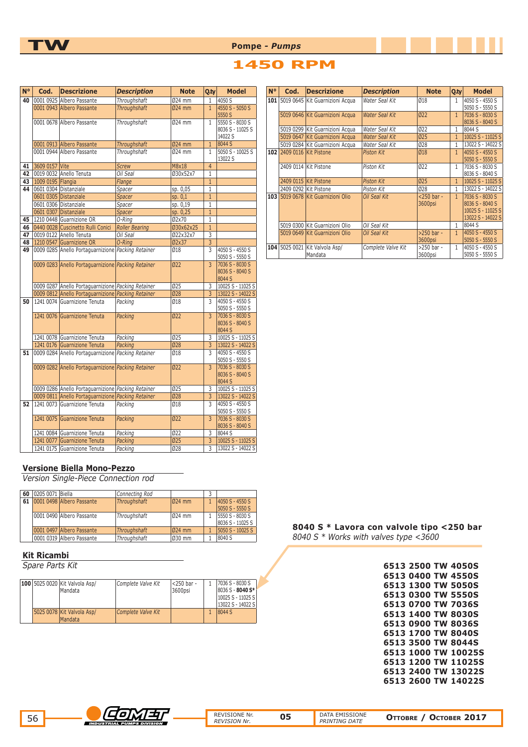# TW

## Pompe - *Pumps*

## 1450 RPM

| N° | Cod. | Descrizione | *Description* | Note | Q.ty | Model |
|---|---|---|---|---|---|---|
| 40 | 0001 0925 | Albero Passante | *Throughshaft* | Ø24 mm | 1 | 4050 S |
| | 0001 0943 | Albero Passante | *Throughshaft* | Ø24 mm | 1 | 4550 S - 5050 S 5550 S |
| | 0001 0678 | Albero Passante | *Throughshaft* | Ø24 mm | 1 | 5550 S - 8030 S 8036 S - 11025 S 14022 S |
| | 0001 0913 | Albero Passante | *Throughshaft* | Ø24 mm | 1 | 8044 S |
| | 0001 0944 | Albero Passante | *Throughshaft* | Ø24 mm | 1 | 5050 S - 10025 S 13022 S |
| 41 | 3609 0157 | Vite | *Screw* | M8x18 | 4 | |
| 42 | 0019 0032 | Anello Tenuta | *Oil Seal* | Ø30x52x7 | 1 | |
| 43 | 1009 0195 | Flangia | *Flange* | | 1 | |
| 44 | 0601 0304 | Distanziale | *Spacer* | sp. 0,05 | 1 | |
| | 0601 0305 | Distanziale | *Spacer* | sp. 0,1 | 1 | |
| | 0601 0306 | Distanziale | *Spacer* | sp. 0,19 | 1 | |
| | 0601 0307 | Distanziale | *Spacer* | sp. 0,25 | 1 | |
| 45 | 1210 0448 | Guarnizione OR | *O-Ring* | Ø2x70 | 1 | |
| 46 | 0440 0028 | Cuscinetto Rulli Conici | *Roller Bearing* | Ø30x62x25 | 1 | |
| 47 | 0019 0122 | Anello Tenuta | *Oil Seal* | Ø22x32x7 | 3 | |
| 48 | 1210 0547 | Guarnizione OR | *O-Ring* | Ø2x37 | 3 | |
| 49 | 0009 0285 | Anello Portaguarnizione | *Packing Retainer* | Ø18 | 3 | 4050 S - 4550 S 5050 S - 5550 S |
| | 0009 0283 | Anello Portaguarnizione | *Packing Retainer* | Ø22 | 3 | 7036 S - 8030 S 8036 S - 8040 S 8044 S |
| | 0009 0287 | Anello Portaguarnizione | *Packing Retainer* | Ø25 | 3 | 10025 S - 11025 S |
| | 0009 0812 | Anello Portaguarnizione | *Packing Retainer* | Ø28 | 3 | 13022 S - 14022 S |
| 50 | 1241 0074 | Guarnizione Tenuta | *Packing* | Ø18 | 3 | 4050 S - 4550 S 5050 S - 5550 S |
| | 1241 0076 | Guarnizione Tenuta | *Packing* | Ø22 | 3 | 7036 S - 8030 S 8036 S - 8040 S 8044 S |
| | 1241 0078 | Guarnizione Tenuta | *Packing* | Ø25 | 3 | 10025 S - 11025 S |
| | 1241 0176 | Guarnizione Tenuta | *Packing* | Ø28 | 3 | 13022 S - 14022 S |
| 51 | 0009 0284 | Anello Portaguarnizione | *Packing Retainer* | Ø18 | 3 | 4050 S - 4550 S 5050 S - 5550 S |
| | 0009 0282 | Anello Portaguarnizione | *Packing Retainer* | Ø22 | 3 | 7036 S - 8030 S 8036 S - 8040 S 8044 S |
| | 0009 0286 | Anello Portaguarnizione | *Packing Retainer* | Ø25 | 3 | 10025 S - 11025 S |
| | 0009 0811 | Anello Portaguarnizione | *Packing Retainer* | Ø28 | 3 | 13022 S - 14022 S |
| 52 | 1241 0073 | Guarnizione Tenuta | *Packing* | Ø18 | 3 | 4050 S - 4550 S 5050 S - 5550 S |
| | 1241 0075 | Guarnizione Tenuta | *Packing* | Ø22 | 3 | 7036 S - 8030 S 8036 S - 8040 S |
| | 1241 0084 | Guarnizione Tenuta | *Packing* | Ø22 | 3 | 8044 S |
| | 1241 0077 | Guarnizione Tenuta | *Packing* | Ø25 | 3 | 10025 S - 11025 S |
| | 1241 0175 | Guarnizione Tenuta | *Packing* | Ø28 | 3 | 13022 S - 14022 S |

| N° | Cod. | Descrizione | *Description* | Note | Q.ty | Model |
|---|---|---|---|---|---|---|
| 101 | 5019 0645 | Kit Guarnizioni Acqua | *Water Seal Kit* | Ø18 | 1 | 4050 S - 4550 S 5050 S - 5550 S |
| | 5019 0646 | Kit Guarnizioni Acqua | *Water Seal Kit* | Ø22 | 1 | 7036 S - 8030 S 8036 S - 8040 S |
| | 5019 0299 | Kit Guarnizioni Acqua | *Water Seal Kit* | Ø22 | 1 | 8044 S |
| | 5019 0647 | Kit Guarnizioni Acqua | *Water Seal Kit* | Ø25 | 1 | 10025 S - 11025 S |
| | 5019 0284 | Kit Guarnizioni Acqua | *Water Seal Kit* | Ø28 | 1 | 13022 S - 14022 S |
| 102 | 2409 0116 | Kit Pistone | *Piston Kit* | Ø18 | 1 | 4050 S - 4550 S 5050 S - 5550 S |
| | 2409 0114 | Kit Pistone | *Piston Kit* | Ø22 | 1 | 7036 S - 8030 S 8036 S - 8040 S |
| | 2409 0115 | Kit Pistone | *Piston Kit* | Ø25 | 1 | 10025 S - 11025 S |
| | 2409 0292 | Kit Pistone | *Piston Kit* | Ø28 | 1 | 13022 S - 14022 S |
| 103 | 5019 0678 | Kit Guarnizioni Olio | *Oil Seal Kit* | <250 bar - 3600psi | 1 | 7036 S - 8030 S 8036 S - 8040 S 10025 S - 11025 S 13022 S - 14022 S |
| | 5019 0300 | Kit Guarnizioni Olio | *Oil Seal Kit* | | 1 | 8044 S |
| | 5019 0649 | Kit Guarnizioni Olio | *Oil Seal Kit* | >250 bar - 3600psi | 1 | 4050 S - 4550 S 5050 S - 5550 S |
| 104 | 5025 0021 | Kit Valvola Asp/ Mandata | *Complete Valve Kit* | >250 bar - 3600psi | 1 | 4050 S - 4550 S 5050 S - 5550 S |

### Versione Biella Mono-Pezzo
*Version Single-Piece Connection rod*

| | | | | | | |
|---|---|---|---|---|---|---|
| 60 | 0205 0071 | Biella | *Connecting Rod* | | 3 | |
| 61 | 0001 0498 | Albero Passante | *Throughshaft* | Ø24 mm | 1 | 4050 S - 4550 S 5050 S - 5550 S |
| | 0001 0490 | Albero Passante | *Throughshaft* | Ø24 mm | 1 | 5550 S - 8030 S 8036 S - 11025 S |
| | 0001 0497 | Albero Passante | *Throughshaft* | Ø24 mm | 1 | 5050 S - 10025 S |
| | 0001 0319 | Albero Passante | *Throughshaft* | Ø30 mm | 1 | 8040 S |

### Kit Ricambi
*Spare Parts Kit*

| | | | | | | |
|---|---|---|---|---|---|---|
| 100 | 5025 0020 | Kit Valvola Asp/ Mandata | *Complete Valve Kit* | <250 bar - 3600psi | 1 | 7036 S - 8030 S 8036 S - **8040 S\*** 10025 S - 11025 S 13022 S - 14022 S |
| | 5025 0078 | Kit Valvola Asp/ Mandata | *Complete Valve Kit* | | 1 | 8044 S |

**8040 S * Lavora con valvole tipo <250 bar**
*8040 S * Works with valves type <3600*

**6513 2500 TW 4050S**
**6513 0400 TW 4550S**
**6513 1300 TW 5050S**
**6513 0300 TW 5550S**
**6513 0700 TW 7036S**
**6513 1400 TW 8030S**
**6513 0900 TW 8036S**
**6513 1700 TW 8040S**
**6513 3500 TW 8044S**
**6513 1000 TW 10025S**
**6513 1200 TW 11025S**
**6513 2400 TW 13022S**
**6513 2600 TW 14022S**

REVISIONE Nr. / *REVISION Nr.* 05 — DATA EMISSIONE / *PRINTING DATE* Ottobre / October 2017